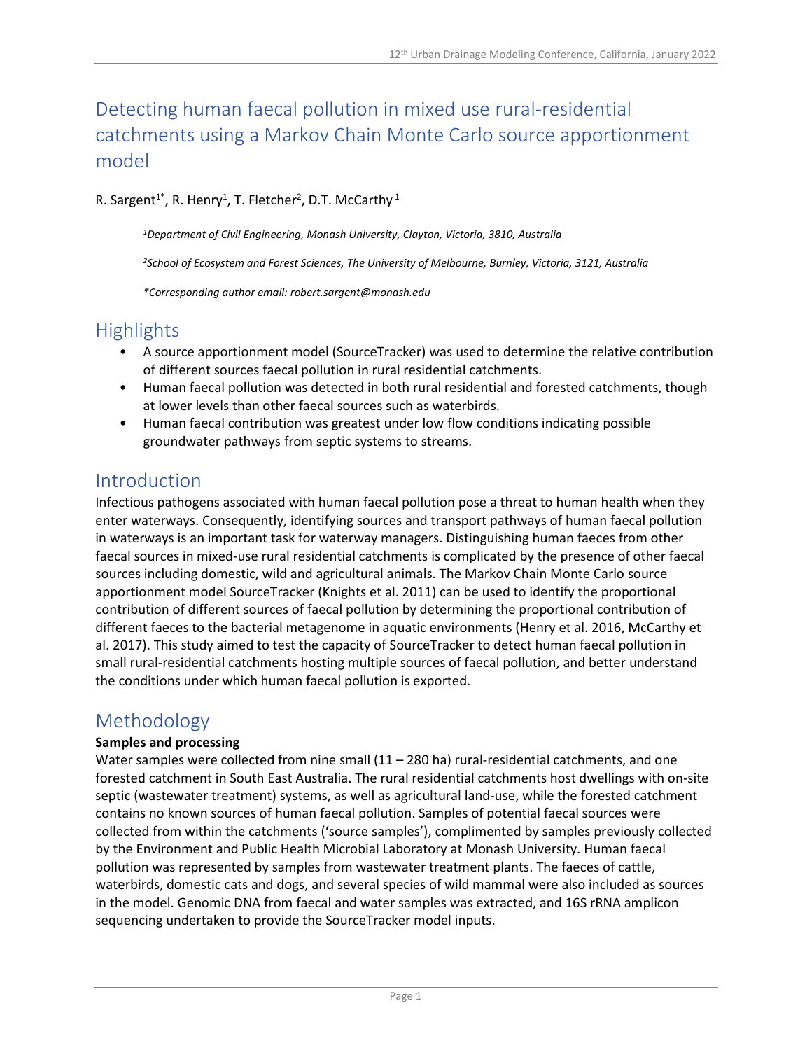# Detecting human faecal pollution in mixed use rural-residential catchments using a Markov Chain Monte Carlo source apportionment model

R. Sargent[1*], R. Henry[1], T. Fletcher[2], D.T. McCarthy [1]

*[1]Department of Civil Engineering, Monash University, Clayton, Victoria, 3810, Australia*

*[2]School of Ecosystem and Forest Sciences, The University of Melbourne, Burnley, Victoria, 3121, Australia*

*\*Corresponding author email: robert.sargent@monash.edu*

## Highlights

- A source apportionment model (SourceTracker) was used to determine the relative contribution of different sources faecal pollution in rural residential catchments.
- Human faecal pollution was detected in both rural residential and forested catchments, though at lower levels than other faecal sources such as waterbirds.
- Human faecal contribution was greatest under low flow conditions indicating possible groundwater pathways from septic systems to streams.

## Introduction

Infectious pathogens associated with human faecal pollution pose a threat to human health when they enter waterways. Consequently, identifying sources and transport pathways of human faecal pollution in waterways is an important task for waterway managers. Distinguishing human faeces from other faecal sources in mixed-use rural residential catchments is complicated by the presence of other faecal sources including domestic, wild and agricultural animals. The Markov Chain Monte Carlo source apportionment model SourceTracker (Knights et al. 2011) can be used to identify the proportional contribution of different sources of faecal pollution by determining the proportional contribution of different faeces to the bacterial metagenome in aquatic environments (Henry et al. 2016, McCarthy et al. 2017). This study aimed to test the capacity of SourceTracker to detect human faecal pollution in small rural-residential catchments hosting multiple sources of faecal pollution, and better understand the conditions under which human faecal pollution is exported.

## Methodology

**Samples and processing**

Water samples were collected from nine small (11 – 280 ha) rural-residential catchments, and one forested catchment in South East Australia. The rural residential catchments host dwellings with on-site septic (wastewater treatment) systems, as well as agricultural land-use, while the forested catchment contains no known sources of human faecal pollution. Samples of potential faecal sources were collected from within the catchments ('source samples'), complimented by samples previously collected by the Environment and Public Health Microbial Laboratory at Monash University. Human faecal pollution was represented by samples from wastewater treatment plants. The faeces of cattle, waterbirds, domestic cats and dogs, and several species of wild mammal were also included as sources in the model. Genomic DNA from faecal and water samples was extracted, and 16S rRNA amplicon sequencing undertaken to provide the SourceTracker model inputs.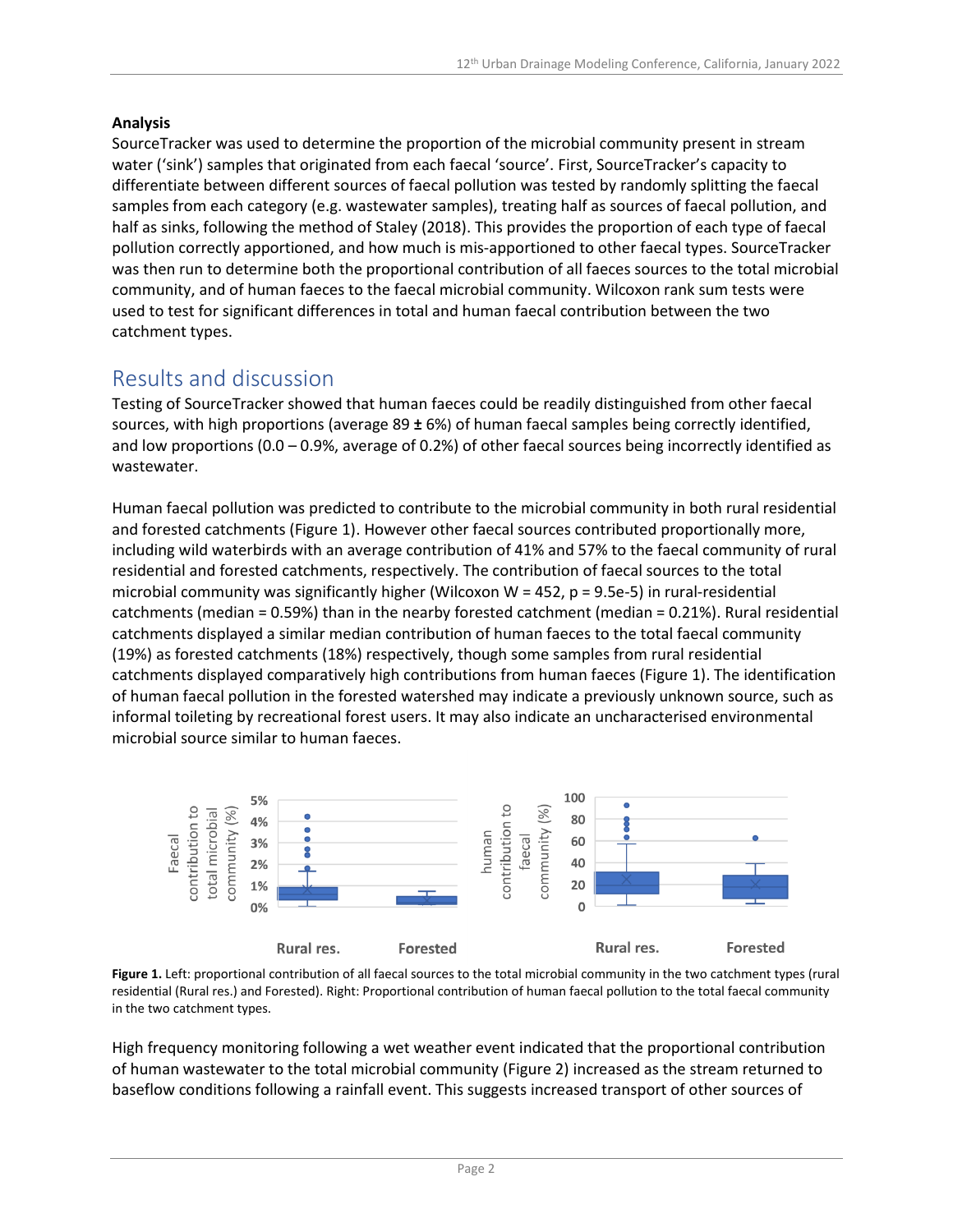**Analysis**

SourceTracker was used to determine the proportion of the microbial community present in stream water ('sink') samples that originated from each faecal 'source'. First, SourceTracker's capacity to differentiate between different sources of faecal pollution was tested by randomly splitting the faecal samples from each category (e.g. wastewater samples), treating half as sources of faecal pollution, and half as sinks, following the method of Staley (2018). This provides the proportion of each type of faecal pollution correctly apportioned, and how much is mis-apportioned to other faecal types. SourceTracker was then run to determine both the proportional contribution of all faeces sources to the total microbial community, and of human faeces to the faecal microbial community. Wilcoxon rank sum tests were used to test for significant differences in total and human faecal contribution between the two catchment types.

## Results and discussion

Testing of SourceTracker showed that human faeces could be readily distinguished from other faecal sources, with high proportions (average 89 **±** 6%) of human faecal samples being correctly identified, and low proportions (0.0 – 0.9%, average of 0.2%) of other faecal sources being incorrectly identified as wastewater.

Human faecal pollution was predicted to contribute to the microbial community in both rural residential and forested catchments (Figure 1). However other faecal sources contributed proportionally more, including wild waterbirds with an average contribution of 41% and 57% to the faecal community of rural residential and forested catchments, respectively. The contribution of faecal sources to the total microbial community was significantly higher (Wilcoxon W = 452, p = 9.5e-5) in rural-residential catchments (median = 0.59%) than in the nearby forested catchment (median = 0.21%). Rural residential catchments displayed a similar median contribution of human faeces to the total faecal community (19%) as forested catchments (18%) respectively, though some samples from rural residential catchments displayed comparatively high contributions from human faeces (Figure 1). The identification of human faecal pollution in the forested watershed may indicate a previously unknown source, such as informal toileting by recreational forest users. It may also indicate an uncharacterised environmental microbial source similar to human faeces.

**Figure 1.** Left: proportional contribution of all faecal sources to the total microbial community in the two catchment types (rural residential (Rural res.) and Forested). Right: Proportional contribution of human faecal pollution to the total faecal community in the two catchment types.

High frequency monitoring following a wet weather event indicated that the proportional contribution of human wastewater to the total microbial community (Figure 2) increased as the stream returned to baseflow conditions following a rainfall event. This suggests increased transport of other sources of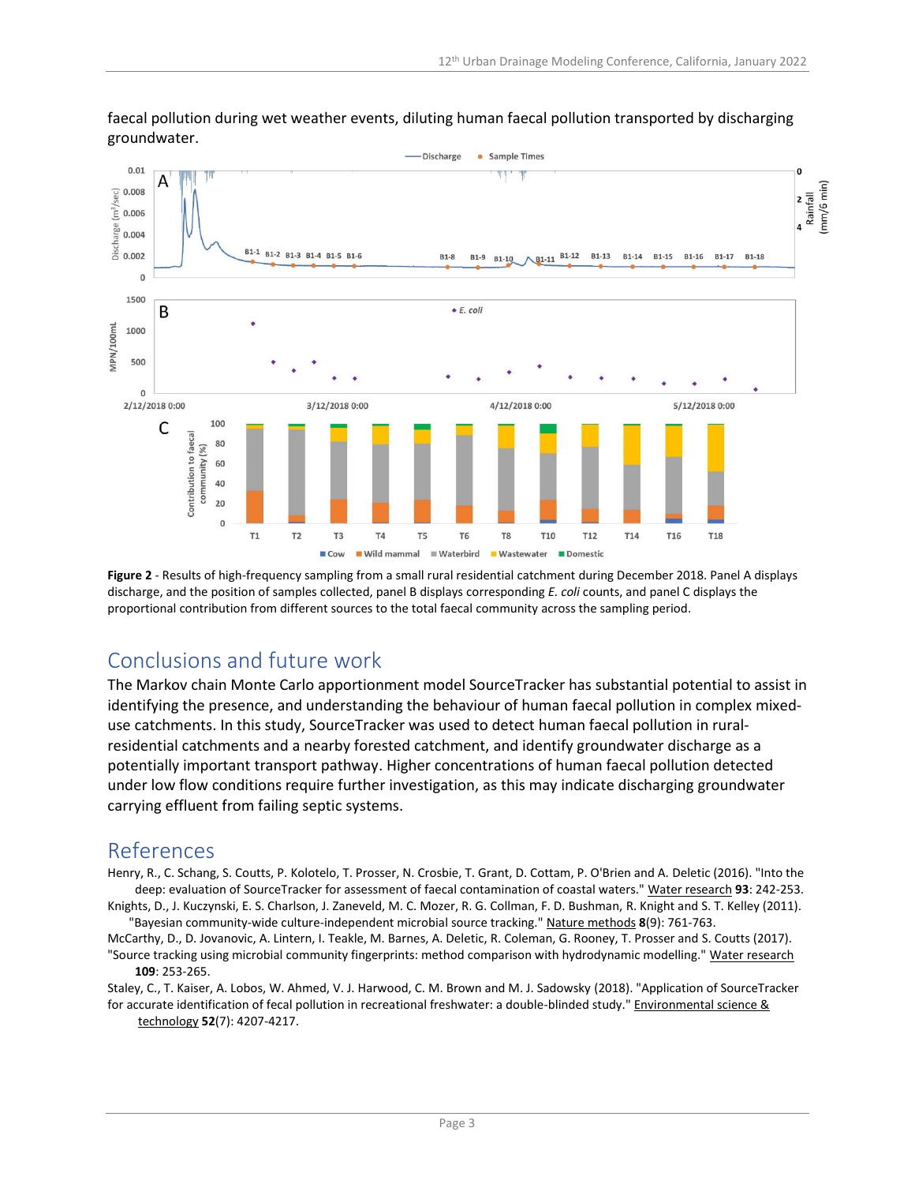faecal pollution during wet weather events, diluting human faecal pollution transported by discharging groundwater.

Discharge
Sample Times

A

Discharge ($m^3$/sec)
0.01
0.008
0.006
0.004
0.002
0

Rainfall (mm/6 min)
0
2
4

B1-1 B1-2 B1-3 B1-4 B1-5 B1-6 B1-8 B1-9 B1-10 B1-11 B1-12 B1-13 B1-14 B1-15 B1-16 B1-17 B1-18

B

*E. coli*

MPN/100mL
1500
1000
500
0

2/12/2018 0:00
3/12/2018 0:00
4/12/2018 0:00
5/12/2018 0:00

C

Contribution to faecal community (%)
100
80
60
40
20
0

T1 T2 T3 T4 T5 T6 T8 T10 T12 T14 T16 T18

Cow
Wild mammal
Waterbird
Wastewater
Domestic

**Figure 2** - Results of high-frequency sampling from a small rural residential catchment during December 2018. Panel A displays discharge, and the position of samples collected, panel B displays corresponding *E. coli* counts, and panel C displays the proportional contribution from different sources to the total faecal community across the sampling period.

## Conclusions and future work

The Markov chain Monte Carlo apportionment model SourceTracker has substantial potential to assist in identifying the presence, and understanding the behaviour of human faecal pollution in complex mixed-use catchments. In this study, SourceTracker was used to detect human faecal pollution in rural-residential catchments and a nearby forested catchment, and identify groundwater discharge as a potentially important transport pathway. Higher concentrations of human faecal pollution detected under low flow conditions require further investigation, as this may indicate discharging groundwater carrying effluent from failing septic systems.

## References

Henry, R., C. Schang, S. Coutts, P. Kolotelo, T. Prosser, N. Crosbie, T. Grant, D. Cottam, P. O'Brien and A. Deletic (2016). "Into the deep: evaluation of SourceTracker for assessment of faecal contamination of coastal waters." Water research **93**: 242-253.

Knights, D., J. Kuczynski, E. S. Charlson, J. Zaneveld, M. C. Mozer, R. G. Collman, F. D. Bushman, R. Knight and S. T. Kelley (2011). "Bayesian community-wide culture-independent microbial source tracking." Nature methods **8**(9): 761-763.

McCarthy, D., D. Jovanovic, A. Lintern, I. Teakle, M. Barnes, A. Deletic, R. Coleman, G. Rooney, T. Prosser and S. Coutts (2017). "Source tracking using microbial community fingerprints: method comparison with hydrodynamic modelling." Water research **109**: 253-265.

Staley, C., T. Kaiser, A. Lobos, W. Ahmed, V. J. Harwood, C. M. Brown and M. J. Sadowsky (2018). "Application of SourceTracker for accurate identification of fecal pollution in recreational freshwater: a double-blinded study." Environmental science & technology **52**(7): 4207-4217.